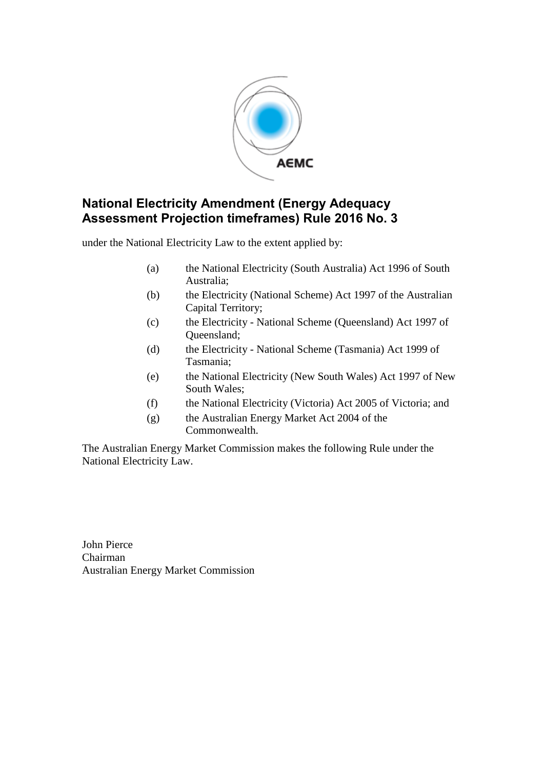# National Electricity Amendment (Energy Adequacy Assessment Projection timeframes) Rule 2016 No. 3

under the National Electricity Law to the extent applied by:

(a) the National Electricity (South Australia) Act 1996 of South Australia;

(b) the Electricity (National Scheme) Act 1997 of the Australian Capital Territory;

(c) the Electricity - National Scheme (Queensland) Act 1997 of Queensland;

(d) the Electricity - National Scheme (Tasmania) Act 1999 of Tasmania;

(e) the National Electricity (New South Wales) Act 1997 of New South Wales;

(f) the National Electricity (Victoria) Act 2005 of Victoria; and

(g) the Australian Energy Market Act 2004 of the Commonwealth.

The Australian Energy Market Commission makes the following Rule under the National Electricity Law.

John Pierce
Chairman
Australian Energy Market Commission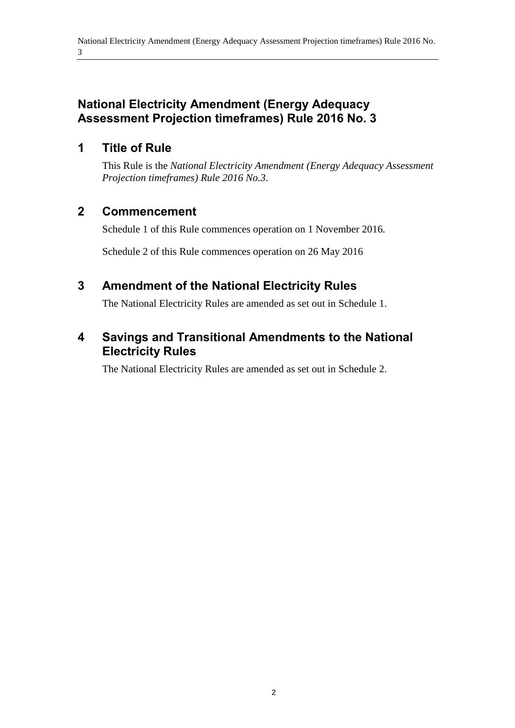# National Electricity Amendment (Energy Adequacy Assessment Projection timeframes) Rule 2016 No. 3

## 1 Title of Rule

This Rule is the *National Electricity Amendment (Energy Adequacy Assessment Projection timeframes) Rule 2016 No.3*.

## 2 Commencement

Schedule 1 of this Rule commences operation on 1 November 2016.

Schedule 2 of this Rule commences operation on 26 May 2016

## 3 Amendment of the National Electricity Rules

The National Electricity Rules are amended as set out in Schedule 1.

## 4 Savings and Transitional Amendments to the National Electricity Rules

The National Electricity Rules are amended as set out in Schedule 2.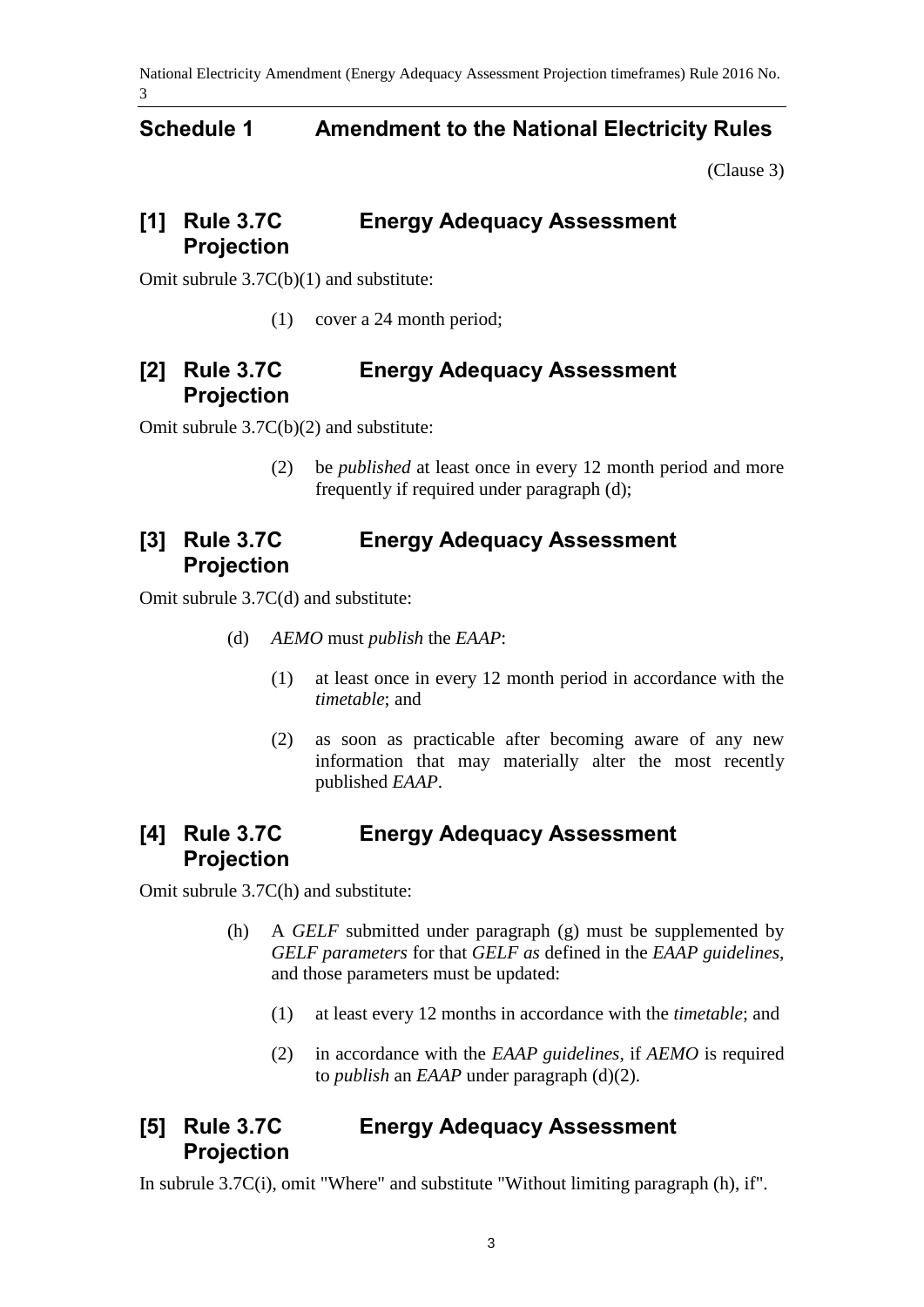## Schedule 1 Amendment to the National Electricity Rules

(Clause 3)

### [1] Rule 3.7C Energy Adequacy Assessment Projection

Omit subrule 3.7C(b)(1) and substitute:

(1) cover a 24 month period;

### [2] Rule 3.7C Energy Adequacy Assessment Projection

Omit subrule 3.7C(b)(2) and substitute:

(2) be *published* at least once in every 12 month period and more frequently if required under paragraph (d);

### [3] Rule 3.7C Energy Adequacy Assessment Projection

Omit subrule 3.7C(d) and substitute:

(d) *AEMO* must *publish* the *EAAP*:

(1) at least once in every 12 month period in accordance with the *timetable*; and

(2) as soon as practicable after becoming aware of any new information that may materially alter the most recently published *EAAP*.

### [4] Rule 3.7C Energy Adequacy Assessment Projection

Omit subrule 3.7C(h) and substitute:

(h) A *GELF* submitted under paragraph (g) must be supplemented by *GELF parameters* for that *GELF as* defined in the *EAAP guidelines*, and those parameters must be updated:

(1) at least every 12 months in accordance with the *timetable*; and

(2) in accordance with the *EAAP guidelines*, if *AEMO* is required to *publish* an *EAAP* under paragraph (d)(2).

### [5] Rule 3.7C Energy Adequacy Assessment Projection

In subrule 3.7C(i), omit "Where" and substitute "Without limiting paragraph (h), if".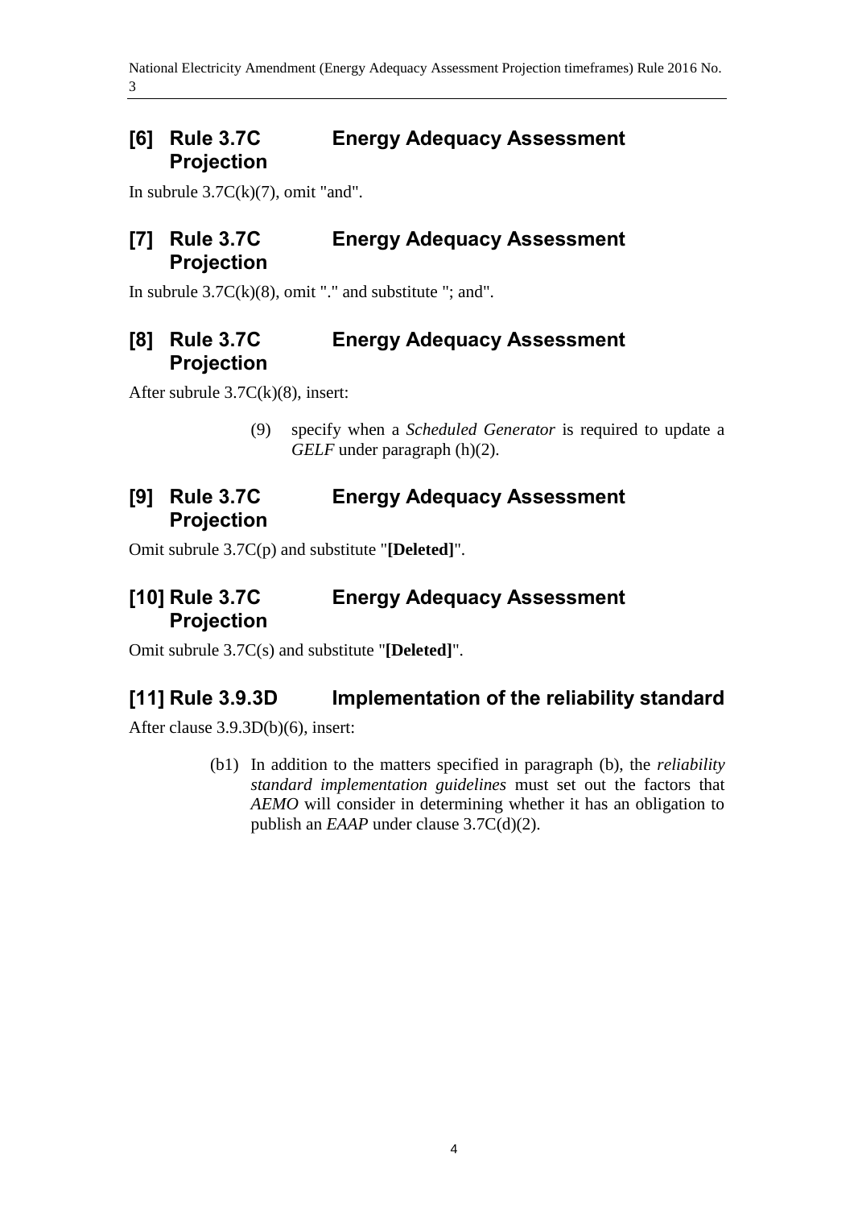## [6] Rule 3.7C Energy Adequacy Assessment Projection

In subrule 3.7C(k)(7), omit "and".

## [7] Rule 3.7C Energy Adequacy Assessment Projection

In subrule 3.7C(k)(8), omit "." and substitute "; and".

## [8] Rule 3.7C Energy Adequacy Assessment Projection

After subrule 3.7C(k)(8), insert:

> (9) specify when a *Scheduled Generator* is required to update a *GELF* under paragraph (h)(2).

## [9] Rule 3.7C Energy Adequacy Assessment Projection

Omit subrule 3.7C(p) and substitute "**[Deleted]**".

## [10] Rule 3.7C Energy Adequacy Assessment Projection

Omit subrule 3.7C(s) and substitute "**[Deleted]**".

## [11] Rule 3.9.3D Implementation of the reliability standard

After clause 3.9.3D(b)(6), insert:

> (b1) In addition to the matters specified in paragraph (b), the *reliability standard implementation guidelines* must set out the factors that *AEMO* will consider in determining whether it has an obligation to publish an *EAAP* under clause 3.7C(d)(2).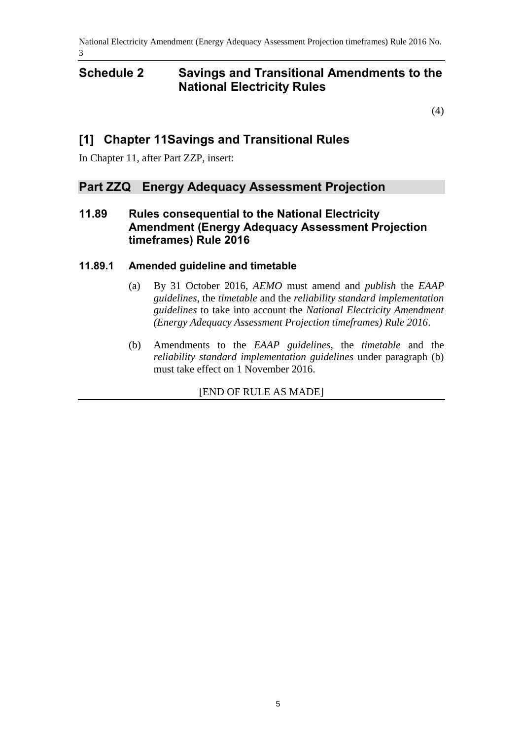# Schedule 2 Savings and Transitional Amendments to the National Electricity Rules

(4)

## [1] Chapter 11Savings and Transitional Rules

In Chapter 11, after Part ZZP, insert:

## Part ZZQ Energy Adequacy Assessment Projection

### 11.89 Rules consequential to the National Electricity Amendment (Energy Adequacy Assessment Projection timeframes) Rule 2016

#### 11.89.1 Amended guideline and timetable

(a) By 31 October 2016, *AEMO* must amend and *publish* the *EAAP guidelines*, the *timetable* and the *reliability standard implementation guidelines* to take into account the *National Electricity Amendment (Energy Adequacy Assessment Projection timeframes) Rule 2016*.

(b) Amendments to the *EAAP guidelines*, the *timetable* and the *reliability standard implementation guidelines* under paragraph (b) must take effect on 1 November 2016.

[END OF RULE AS MADE]